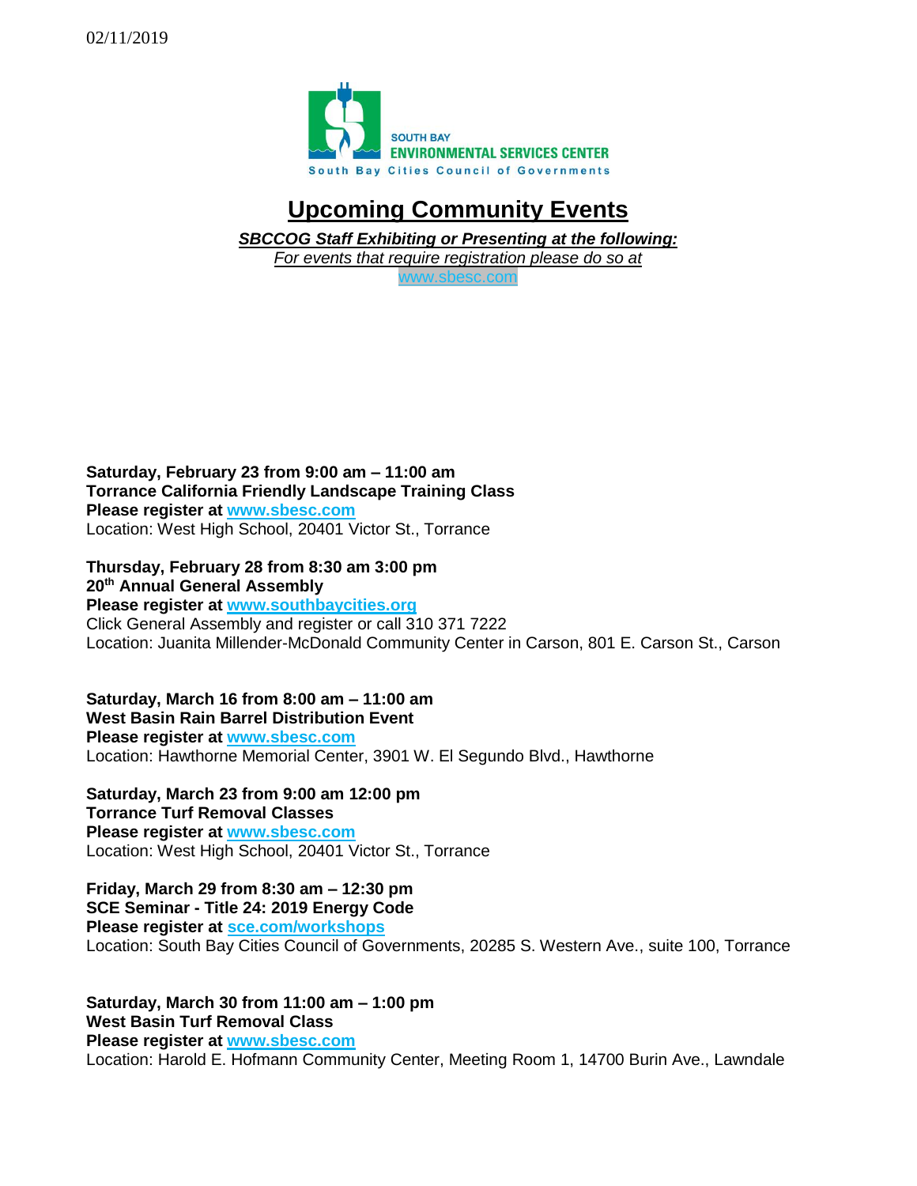02/11/2019

SOUTH BAY
ENVIRONMENTAL SERVICES CENTER
South Bay Cities Council of Governments

# Upcoming Community Events

***SBCCOG Staff Exhibiting or Presenting at the following:***

*For events that require registration please do so at*
www.sbesc.com

**Saturday, February 23 from 9:00 am – 11:00 am**
**Torrance California Friendly Landscape Training Class**
**Please register at www.sbesc.com**
Location: West High School, 20401 Victor St., Torrance

**Thursday, February 28 from 8:30 am 3:00 pm**
**20th Annual General Assembly**
**Please register at www.southbaycities.org**
Click General Assembly and register or call 310 371 7222
Location: Juanita Millender-McDonald Community Center in Carson, 801 E. Carson St., Carson

**Saturday, March 16 from 8:00 am – 11:00 am**
**West Basin Rain Barrel Distribution Event**
**Please register at www.sbesc.com**
Location: Hawthorne Memorial Center, 3901 W. El Segundo Blvd., Hawthorne

**Saturday, March 23 from 9:00 am 12:00 pm**
**Torrance Turf Removal Classes**
**Please register at www.sbesc.com**
Location: West High School, 20401 Victor St., Torrance

**Friday, March 29 from 8:30 am – 12:30 pm**
**SCE Seminar - Title 24: 2019 Energy Code**
**Please register at sce.com/workshops**
Location: South Bay Cities Council of Governments, 20285 S. Western Ave., suite 100, Torrance

**Saturday, March 30 from 11:00 am – 1:00 pm**
**West Basin Turf Removal Class**
**Please register at www.sbesc.com**
Location: Harold E. Hofmann Community Center, Meeting Room 1, 14700 Burin Ave., Lawndale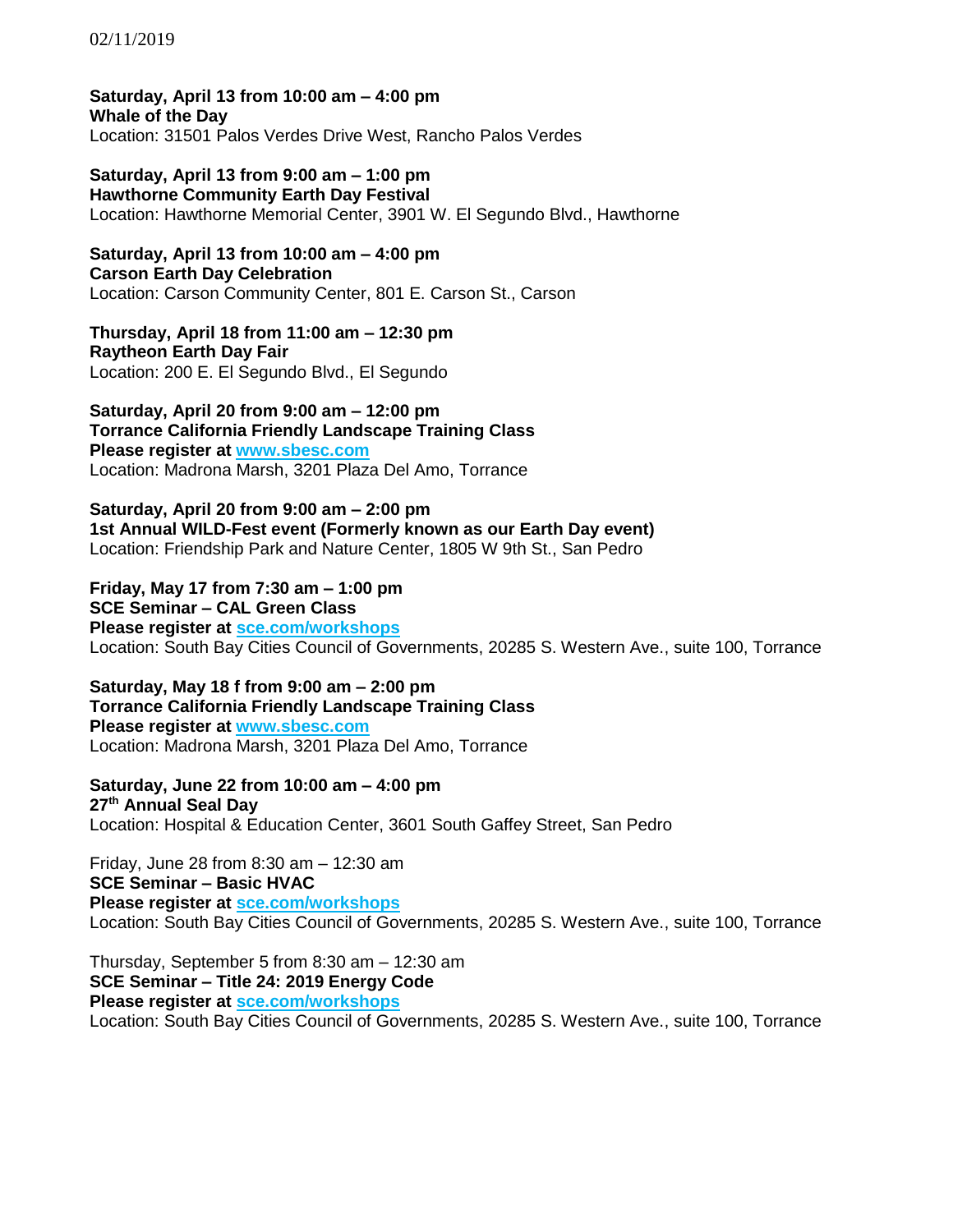02/11/2019

**Saturday, April 13 from 10:00 am – 4:00 pm**
**Whale of the Day**
Location: 31501 Palos Verdes Drive West, Rancho Palos Verdes

**Saturday, April 13 from 9:00 am – 1:00 pm**
**Hawthorne Community Earth Day Festival**
Location: Hawthorne Memorial Center, 3901 W. El Segundo Blvd., Hawthorne

**Saturday, April 13 from 10:00 am – 4:00 pm**
**Carson Earth Day Celebration**
Location: Carson Community Center, 801 E. Carson St., Carson

**Thursday, April 18 from 11:00 am – 12:30 pm**
**Raytheon Earth Day Fair**
Location: 200 E. El Segundo Blvd., El Segundo

**Saturday, April 20 from 9:00 am – 12:00 pm**
**Torrance California Friendly Landscape Training Class**
**Please register at [www.sbesc.com](www.sbesc.com)**
Location: Madrona Marsh, 3201 Plaza Del Amo, Torrance

**Saturday, April 20 from 9:00 am – 2:00 pm**
**1st Annual WILD-Fest event (Formerly known as our Earth Day event)**
Location: Friendship Park and Nature Center, 1805 W 9th St., San Pedro

**Friday, May 17 from 7:30 am – 1:00 pm**
**SCE Seminar – CAL Green Class**
**Please register at [sce.com/workshops](sce.com/workshops)**
Location: South Bay Cities Council of Governments, 20285 S. Western Ave., suite 100, Torrance

**Saturday, May 18 f from 9:00 am – 2:00 pm**
**Torrance California Friendly Landscape Training Class**
**Please register at [www.sbesc.com](www.sbesc.com)**
Location: Madrona Marsh, 3201 Plaza Del Amo, Torrance

**Saturday, June 22 from 10:00 am – 4:00 pm**
**27th Annual Seal Day**
Location: Hospital & Education Center, 3601 South Gaffey Street, San Pedro

Friday, June 28 from 8:30 am – 12:30 am
**SCE Seminar – Basic HVAC**
**Please register at [sce.com/workshops](sce.com/workshops)**
Location: South Bay Cities Council of Governments, 20285 S. Western Ave., suite 100, Torrance

Thursday, September 5 from 8:30 am – 12:30 am
**SCE Seminar – Title 24: 2019 Energy Code**
**Please register at [sce.com/workshops](sce.com/workshops)**
Location: South Bay Cities Council of Governments, 20285 S. Western Ave., suite 100, Torrance